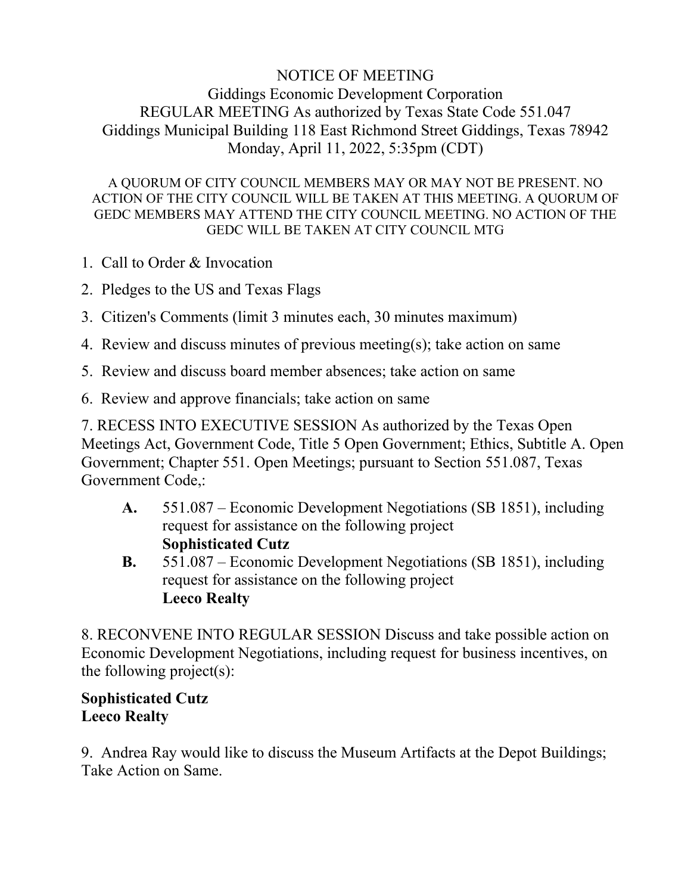# NOTICE OF MEETING

## Giddings Economic Development Corporation

REGULAR MEETING As authorized by Texas State Code 551.047

Giddings Municipal Building 118 East Richmond Street Giddings, Texas 78942

Monday, April 11, 2022, 5:35pm (CDT)

A QUORUM OF CITY COUNCIL MEMBERS MAY OR MAY NOT BE PRESENT. NO ACTION OF THE CITY COUNCIL WILL BE TAKEN AT THIS MEETING. A QUORUM OF GEDC MEMBERS MAY ATTEND THE CITY COUNCIL MEETING. NO ACTION OF THE GEDC WILL BE TAKEN AT CITY COUNCIL MTG

1. Call to Order & Invocation
2. Pledges to the US and Texas Flags
3. Citizen's Comments (limit 3 minutes each, 30 minutes maximum)
4. Review and discuss minutes of previous meeting(s); take action on same
5. Review and discuss board member absences; take action on same
6. Review and approve financials; take action on same

7. RECESS INTO EXECUTIVE SESSION As authorized by the Texas Open Meetings Act, Government Code, Title 5 Open Government; Ethics, Subtitle A. Open Government; Chapter 551. Open Meetings; pursuant to Section 551.087, Texas Government Code,:

- **A.** 551.087 – Economic Development Negotiations (SB 1851), including request for assistance on the following project
  **Sophisticated Cutz**
- **B.** 551.087 – Economic Development Negotiations (SB 1851), including request for assistance on the following project
  **Leeco Realty**

8. RECONVENE INTO REGULAR SESSION Discuss and take possible action on Economic Development Negotiations, including request for business incentives, on the following project(s):

**Sophisticated Cutz**
**Leeco Realty**

9. Andrea Ray would like to discuss the Museum Artifacts at the Depot Buildings; Take Action on Same.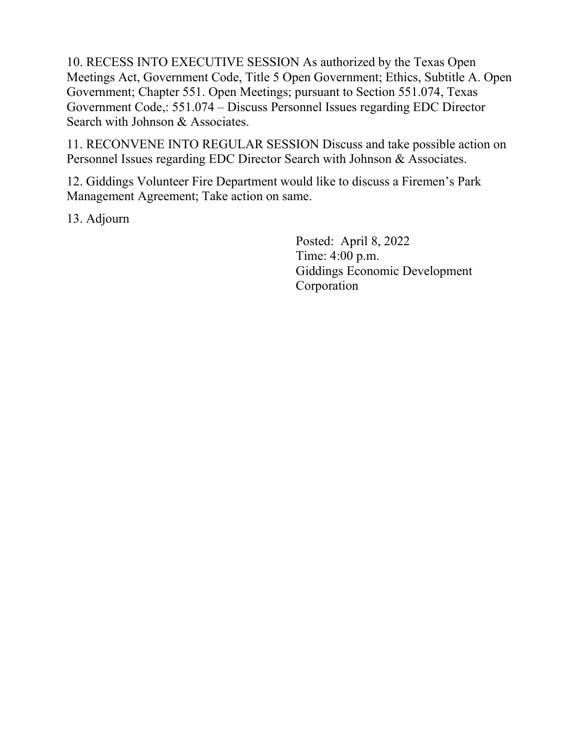10. RECESS INTO EXECUTIVE SESSION As authorized by the Texas Open Meetings Act, Government Code, Title 5 Open Government; Ethics, Subtitle A. Open Government; Chapter 551. Open Meetings; pursuant to Section 551.074, Texas Government Code,: 551.074 – Discuss Personnel Issues regarding EDC Director Search with Johnson & Associates.

11. RECONVENE INTO REGULAR SESSION Discuss and take possible action on Personnel Issues regarding EDC Director Search with Johnson & Associates.

12. Giddings Volunteer Fire Department would like to discuss a Firemen's Park Management Agreement; Take action on same.

13. Adjourn

Posted: April 8, 2022
Time: 4:00 p.m.
Giddings Economic Development Corporation